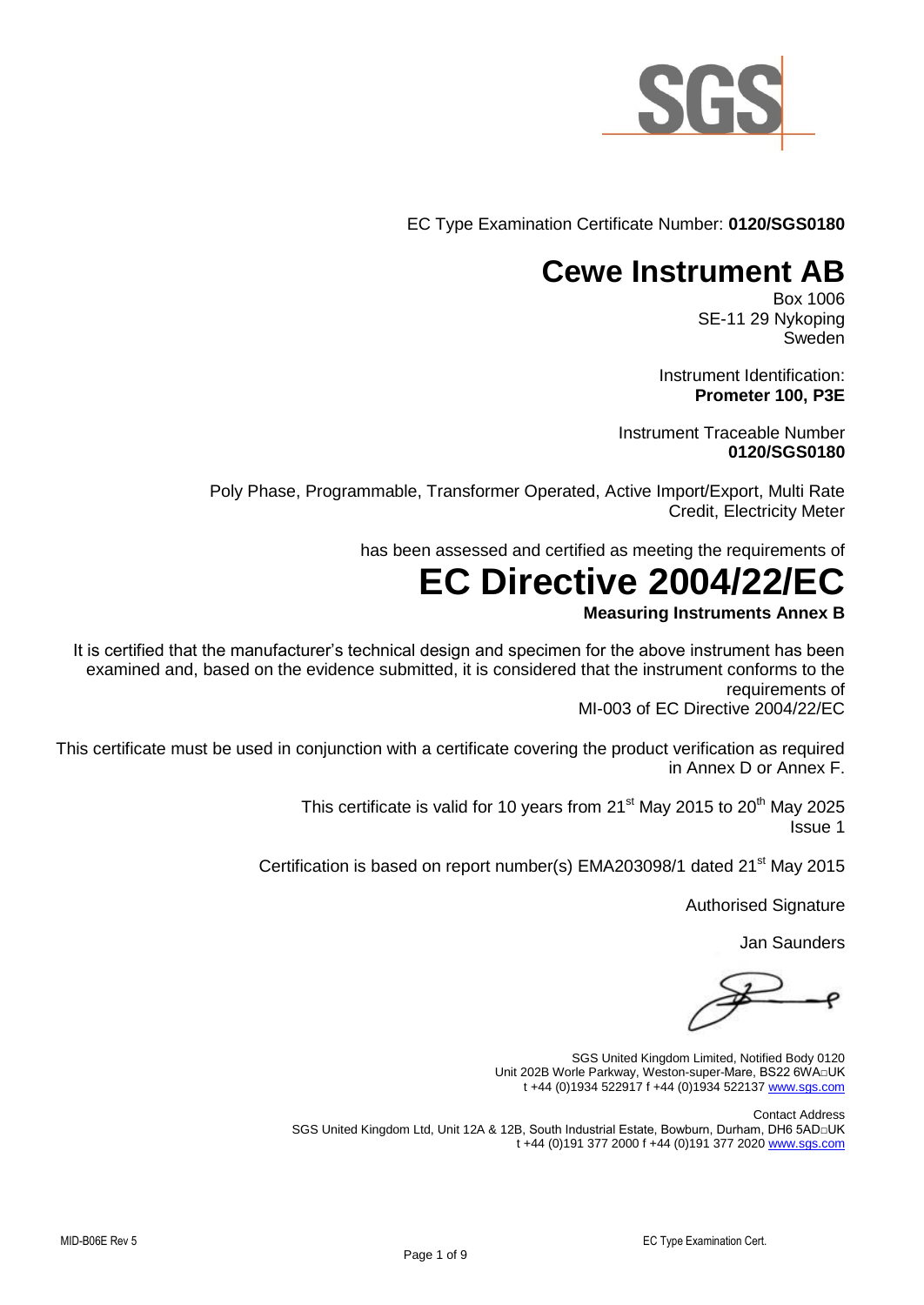SGS

EC Type Examination Certificate Number: **0120/SGS0180**

# Cewe Instrument AB

Box 1006
SE-11 29 Nykoping
Sweden

Instrument Identification:
**Prometer 100, P3E**

Instrument Traceable Number
**0120/SGS0180**

Poly Phase, Programmable, Transformer Operated, Active Import/Export, Multi Rate Credit, Electricity Meter

has been assessed and certified as meeting the requirements of

# EC Directive 2004/22/EC

**Measuring Instruments Annex B**

It is certified that the manufacturer's technical design and specimen for the above instrument has been examined and, based on the evidence submitted, it is considered that the instrument conforms to the requirements of
MI-003 of EC Directive 2004/22/EC

This certificate must be used in conjunction with a certificate covering the product verification as required in Annex D or Annex F.

This certificate is valid for 10 years from 21st May 2015 to 20th May 2025
Issue 1

Certification is based on report number(s) EMA203098/1 dated 21st May 2015

Authorised Signature

Jan Saunders

SGS United Kingdom Limited, Notified Body 0120
Unit 202B Worle Parkway, Weston-super-Mare, BS22 6WA UK
t +44 (0)1934 522917 f +44 (0)1934 522137 www.sgs.com

Contact Address
SGS United Kingdom Ltd, Unit 12A & 12B, South Industrial Estate, Bowburn, Durham, DH6 5AD UK
t +44 (0)191 377 2000 f +44 (0)191 377 2020 www.sgs.com

MID-B06E Rev 5 EC Type Examination Cert.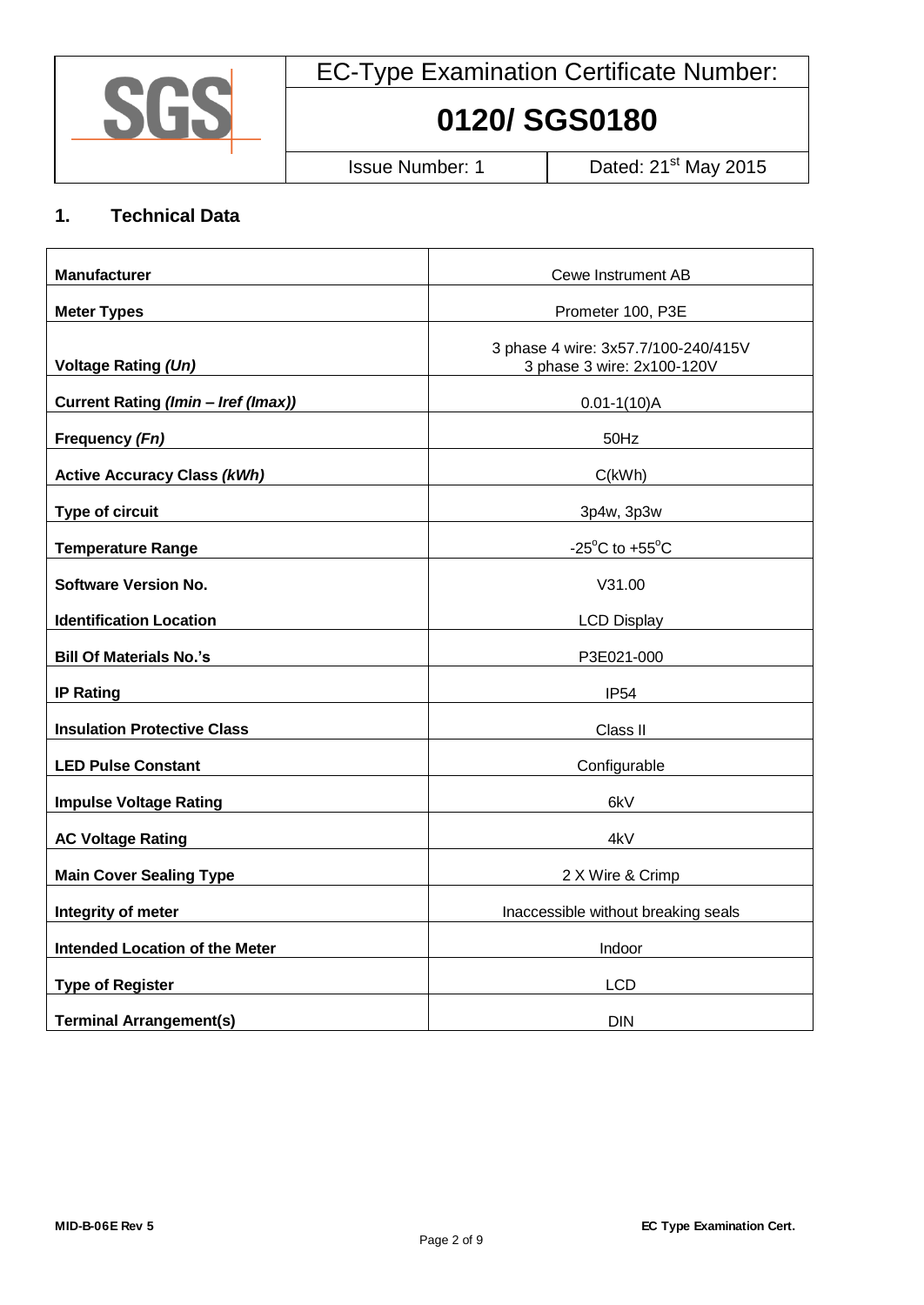EC-Type Examination Certificate Number:

**0120/ SGS0180**

Issue Number: 1 | Dated: 21st May 2015

## 1. Technical Data

| | |
|---|---|
| **Manufacturer** | Cewe Instrument AB |
| **Meter Types** | Prometer 100, P3E |
| **Voltage Rating *(Un)*** | 3 phase 4 wire: 3x57.7/100-240/415V<br>3 phase 3 wire: 2x100-120V |
| **Current Rating *(Imin – Iref (Imax))*** | 0.01-1(10)A |
| **Frequency *(Fn)*** | 50Hz |
| **Active Accuracy Class *(kWh)*** | C(kWh) |
| **Type of circuit** | 3p4w, 3p3w |
| **Temperature Range** | -25°C to +55°C |
| **Software Version No.**<br>**Identification Location** | V31.00<br>LCD Display |
| **Bill Of Materials No.'s** | P3E021-000 |
| **IP Rating** | IP54 |
| **Insulation Protective Class** | Class II |
| **LED Pulse Constant** | Configurable |
| **Impulse Voltage Rating** | 6kV |
| **AC Voltage Rating** | 4kV |
| **Main Cover Sealing Type** | 2 X Wire & Crimp |
| **Integrity of meter** | Inaccessible without breaking seals |
| **Intended Location of the Meter** | Indoor |
| **Type of Register** | LCD |
| **Terminal Arrangement(s)** | DIN |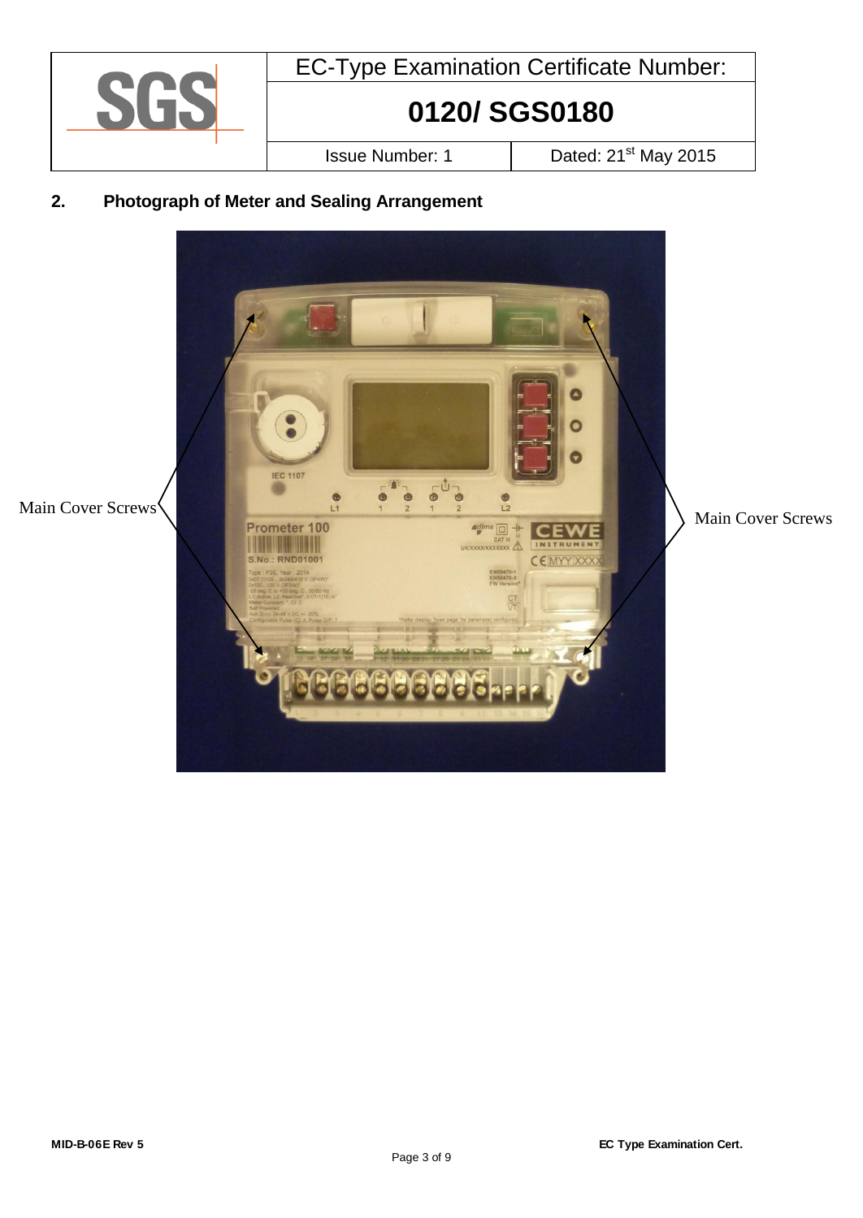| | EC-Type Examination Certificate Number: | |
|---|---|---|
| SGS | **0120/ SGS0180** | |
| | Issue Number: 1 | Dated: 21st May 2015 |

## 2. Photograph of Meter and Sealing Arrangement

Main Cover Screws

Main Cover Screws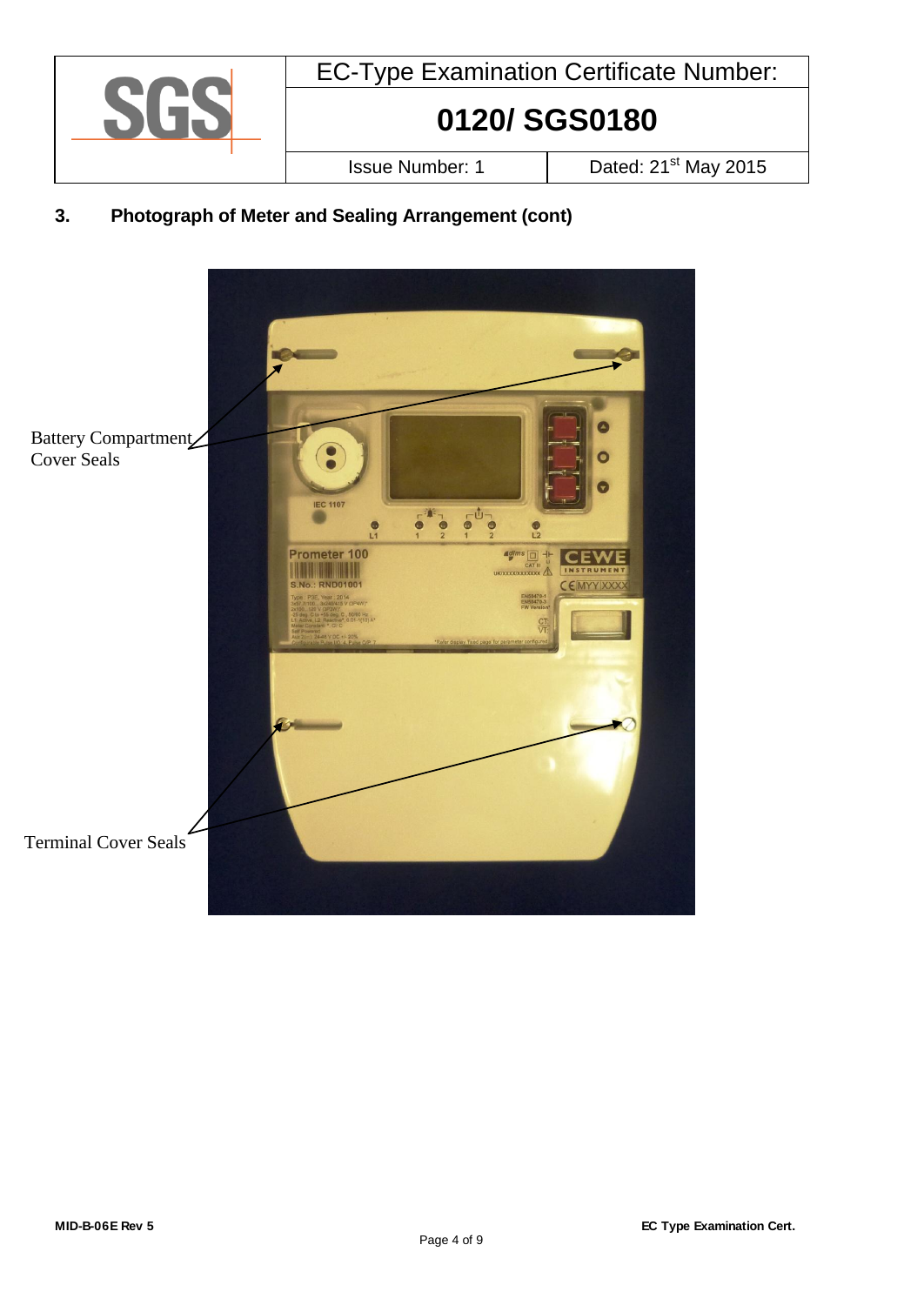| | EC-Type Examination Certificate Number: | |
|---|---|---|
| SGS | **0120/ SGS0180** | |
| | Issue Number: 1 | Dated: 21st May 2015 |

## 3. Photograph of Meter and Sealing Arrangement (cont)

Battery Compartment Cover Seals

Terminal Cover Seals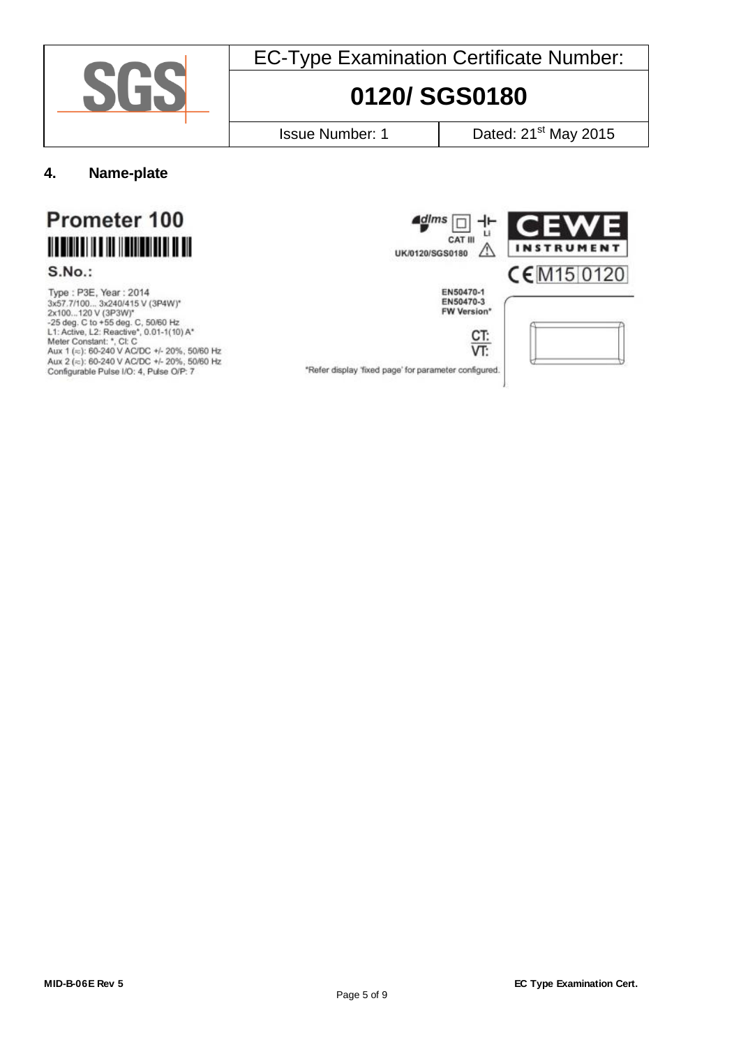| EC-Type Examination Certificate Number: | |
|---|---|
| **0120/ SGS0180** | |
| Issue Number: 1 | Dated: 21st May 2015 |

## 4. Name-plate

**Prometer 100**

S.No.:

Type : P3E, Year : 2014
3x57.7/100... 3x240/415 V (3P4W)*
2x100...120 V (3P3W)*
-25 deg. C to +55 deg. C, 50/60 Hz
L1: Active, L2: Reactive*, 0.01-1(10) A*
Meter Constant: *, Cl: C
Aux 1 (≂): 60-240 V AC/DC +/- 20%, 50/60 Hz
Aux 2 (≂): 60-240 V AC/DC +/- 20%, 50/60 Hz
Configurable Pulse I/O: 4, Pulse O/P: 7

dlms CAT III Li
UK/0120/SGS0180

CEWE INSTRUMENT

CE M15 0120

EN50470-1
EN50470-3
FW Version*

CT:
VT:

*Refer display 'fixed page' for parameter configured.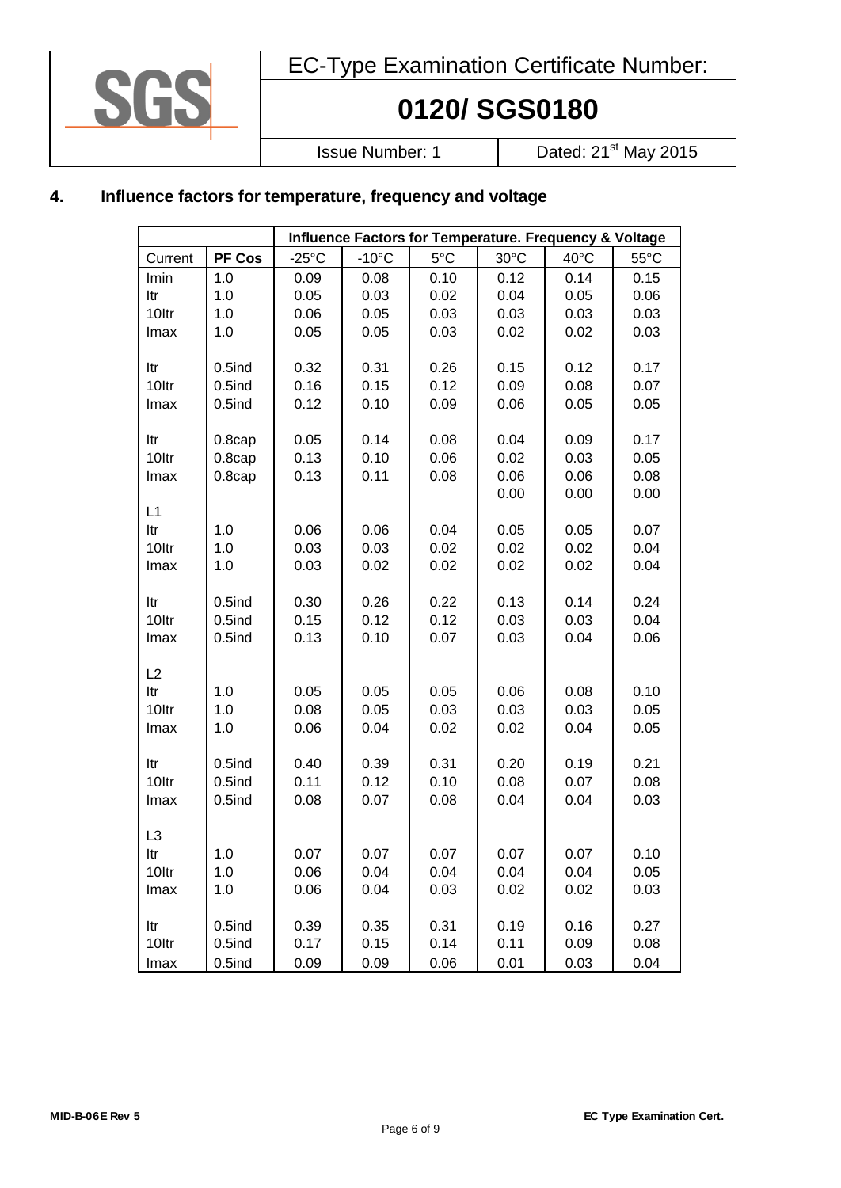| EC-Type Examination Certificate Number: | |
|---|---|
| **0120/ SGS0180** | |
| Issue Number: 1 | Dated: 21st May 2015 |

## 4. Influence factors for temperature, frequency and voltage

| | | Influence Factors for Temperature. Frequency & Voltage | | | | | |
|---|---|---|---|---|---|---|---|
| Current | PF Cos | -25°C | -10°C | 5°C | 30°C | 40°C | 55°C |
| Imin | 1.0 | 0.09 | 0.08 | 0.10 | 0.12 | 0.14 | 0.15 |
| Itr | 1.0 | 0.05 | 0.03 | 0.02 | 0.04 | 0.05 | 0.06 |
| 10Itr | 1.0 | 0.06 | 0.05 | 0.03 | 0.03 | 0.03 | 0.03 |
| Imax | 1.0 | 0.05 | 0.05 | 0.03 | 0.02 | 0.02 | 0.03 |
| | | | | | | | |
| Itr | 0.5ind | 0.32 | 0.31 | 0.26 | 0.15 | 0.12 | 0.17 |
| 10Itr | 0.5ind | 0.16 | 0.15 | 0.12 | 0.09 | 0.08 | 0.07 |
| Imax | 0.5ind | 0.12 | 0.10 | 0.09 | 0.06 | 0.05 | 0.05 |
| | | | | | | | |
| Itr | 0.8cap | 0.05 | 0.14 | 0.08 | 0.04 | 0.09 | 0.17 |
| 10Itr | 0.8cap | 0.13 | 0.10 | 0.06 | 0.02 | 0.03 | 0.05 |
| Imax | 0.8cap | 0.13 | 0.11 | 0.08 | 0.06 | 0.06 | 0.08 |
| | | | | | 0.00 | 0.00 | 0.00 |
| L1 | | | | | | | |
| Itr | 1.0 | 0.06 | 0.06 | 0.04 | 0.05 | 0.05 | 0.07 |
| 10Itr | 1.0 | 0.03 | 0.03 | 0.02 | 0.02 | 0.02 | 0.04 |
| Imax | 1.0 | 0.03 | 0.02 | 0.02 | 0.02 | 0.02 | 0.04 |
| | | | | | | | |
| Itr | 0.5ind | 0.30 | 0.26 | 0.22 | 0.13 | 0.14 | 0.24 |
| 10Itr | 0.5ind | 0.15 | 0.12 | 0.12 | 0.03 | 0.03 | 0.04 |
| Imax | 0.5ind | 0.13 | 0.10 | 0.07 | 0.03 | 0.04 | 0.06 |
| | | | | | | | |
| L2 | | | | | | | |
| Itr | 1.0 | 0.05 | 0.05 | 0.05 | 0.06 | 0.08 | 0.10 |
| 10Itr | 1.0 | 0.08 | 0.05 | 0.03 | 0.03 | 0.03 | 0.05 |
| Imax | 1.0 | 0.06 | 0.04 | 0.02 | 0.02 | 0.04 | 0.05 |
| | | | | | | | |
| Itr | 0.5ind | 0.40 | 0.39 | 0.31 | 0.20 | 0.19 | 0.21 |
| 10Itr | 0.5ind | 0.11 | 0.12 | 0.10 | 0.08 | 0.07 | 0.08 |
| Imax | 0.5ind | 0.08 | 0.07 | 0.08 | 0.04 | 0.04 | 0.03 |
| | | | | | | | |
| L3 | | | | | | | |
| Itr | 1.0 | 0.07 | 0.07 | 0.07 | 0.07 | 0.07 | 0.10 |
| 10Itr | 1.0 | 0.06 | 0.04 | 0.04 | 0.04 | 0.04 | 0.05 |
| Imax | 1.0 | 0.06 | 0.04 | 0.03 | 0.02 | 0.02 | 0.03 |
| | | | | | | | |
| Itr | 0.5ind | 0.39 | 0.35 | 0.31 | 0.19 | 0.16 | 0.27 |
| 10Itr | 0.5ind | 0.17 | 0.15 | 0.14 | 0.11 | 0.09 | 0.08 |
| Imax | 0.5ind | 0.09 | 0.09 | 0.06 | 0.01 | 0.03 | 0.04 |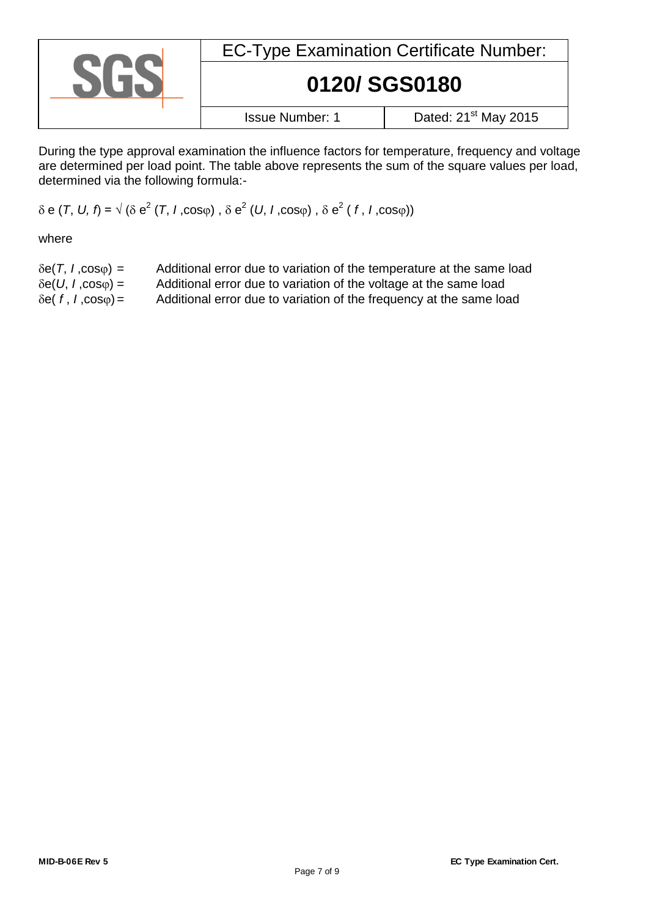During the type approval examination the influence factors for temperature, frequency and voltage are determined per load point. The table above represents the sum of the square values per load, determined via the following formula:-

$$\delta \text{ e } (T, U, f) = \sqrt{(\delta \text{ e}^2 (T, I, \cos\varphi) , \delta \text{ e}^2 (U, I, \cos\varphi) , \delta \text{ e}^2 ( f , I, \cos\varphi))}$$

where

$\delta e(T, I, \cos\varphi) =$ Additional error due to variation of the temperature at the same load
$\delta e(U, I, \cos\varphi) =$ Additional error due to variation of the voltage at the same load
$\delta e( f , I, \cos\varphi) =$ Additional error due to variation of the frequency at the same load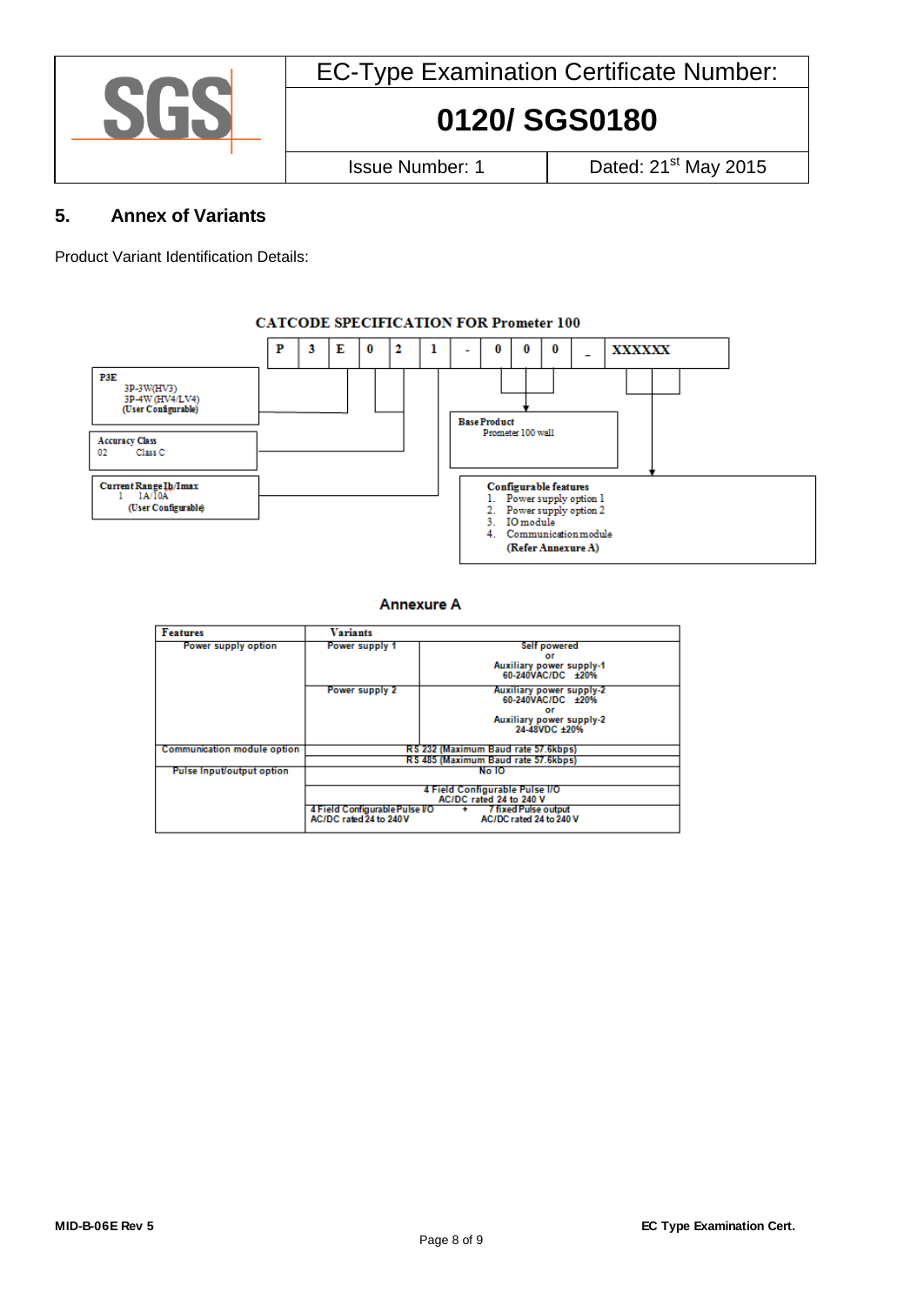| EC-Type Examination Certificate Number: | |
|---|---|
| **0120/ SGS0180** | |
| Issue Number: 1 | Dated: 21st May 2015 |

## 5. Annex of Variants

Product Variant Identification Details:

**CATCODE SPECIFICATION FOR Prometer 100**

| P | 3 | E | 0 | 2 | 1 | - | 0 | 0 | 0 | _ | XXXXXX |
|---|---|---|---|---|---|---|---|---|---|---|---|

**P3E**
3P-3W(HV3)
3P-4W (HV4/LV4)
(User Configurable)

**Accuracy Class**
02 Class C

**Current Range Ib/Imax**
1 1A/10A
(User Configurable)

**Base Product**
Prometer 100 wall

**Configurable features**
1. Power supply option 1
2. Power supply option 2
3. IO module
4. Communication module

(Refer Annexure A)

### Annexure A

| Features | Variants | |
|---|---|---|
| Power supply option | Power supply 1 | Self powered or Auxiliary power supply-1 60-240VAC/DC ±20% |
| | Power supply 2 | Auxiliary power supply-2 60-240VAC/DC ±20% or Auxiliary power supply-2 24-48VDC ±20% |
| Communication module option | RS 232 (Maximum Baud rate 57.6kbps) | |
| | RS 485 (Maximum Baud rate 57.6kbps) | |
| Pulse Input/output option | No IO | |
| | 4 Field Configurable Pulse I/O AC/DC rated 24 to 240 V | |
| | 4 Field Configurable Pulse I/O AC/DC rated 24 to 240 V + 7 fixed Pulse output AC/DC rated 24 to 240 V | |

MID-B-06E Rev 5 EC Type Examination Cert.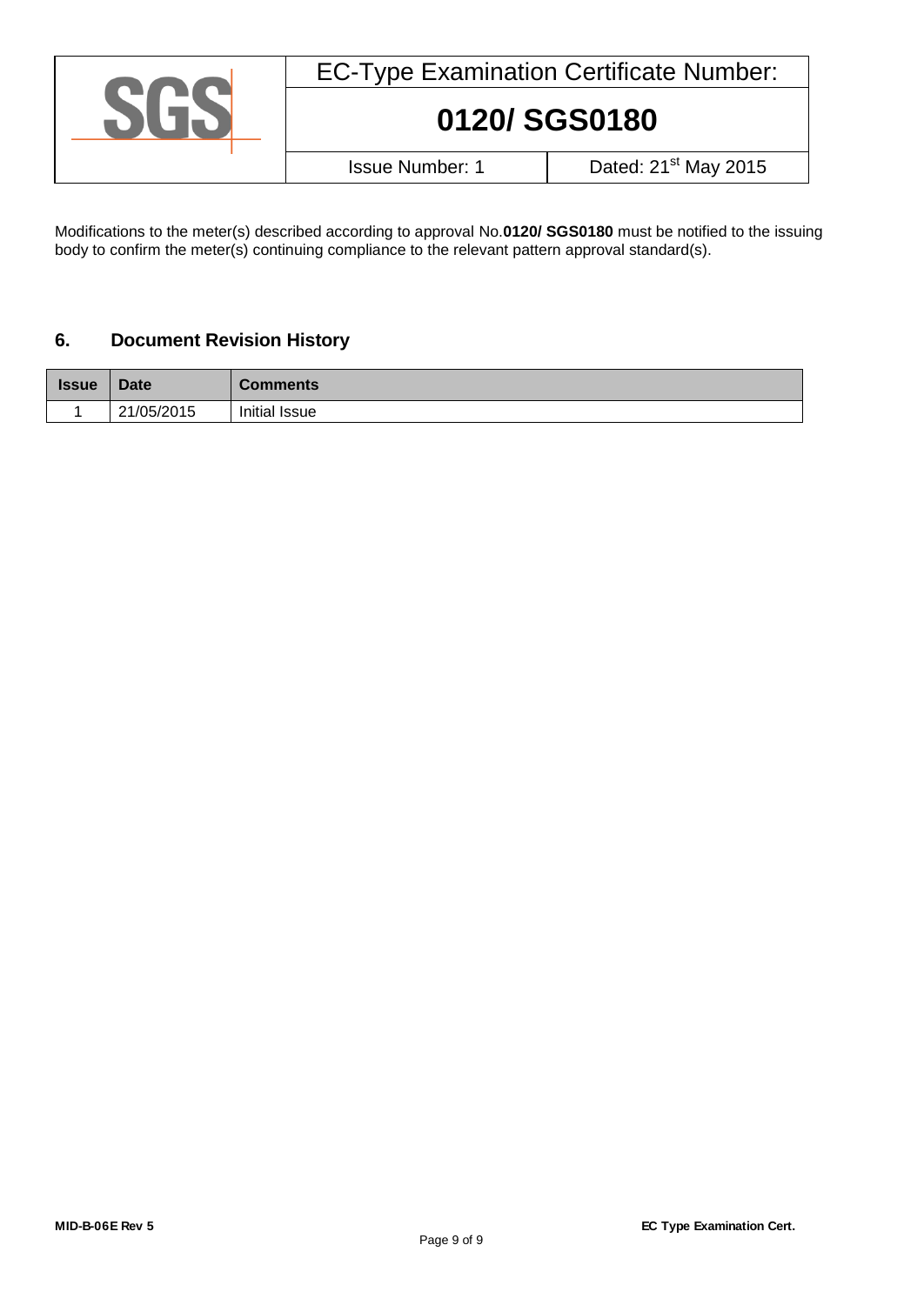Modifications to the meter(s) described according to approval No.**0120/ SGS0180** must be notified to the issuing body to confirm the meter(s) continuing compliance to the relevant pattern approval standard(s).

## 6. Document Revision History

| Issue | Date | Comments |
|---|---|---|
| 1 | 21/05/2015 | Initial Issue |